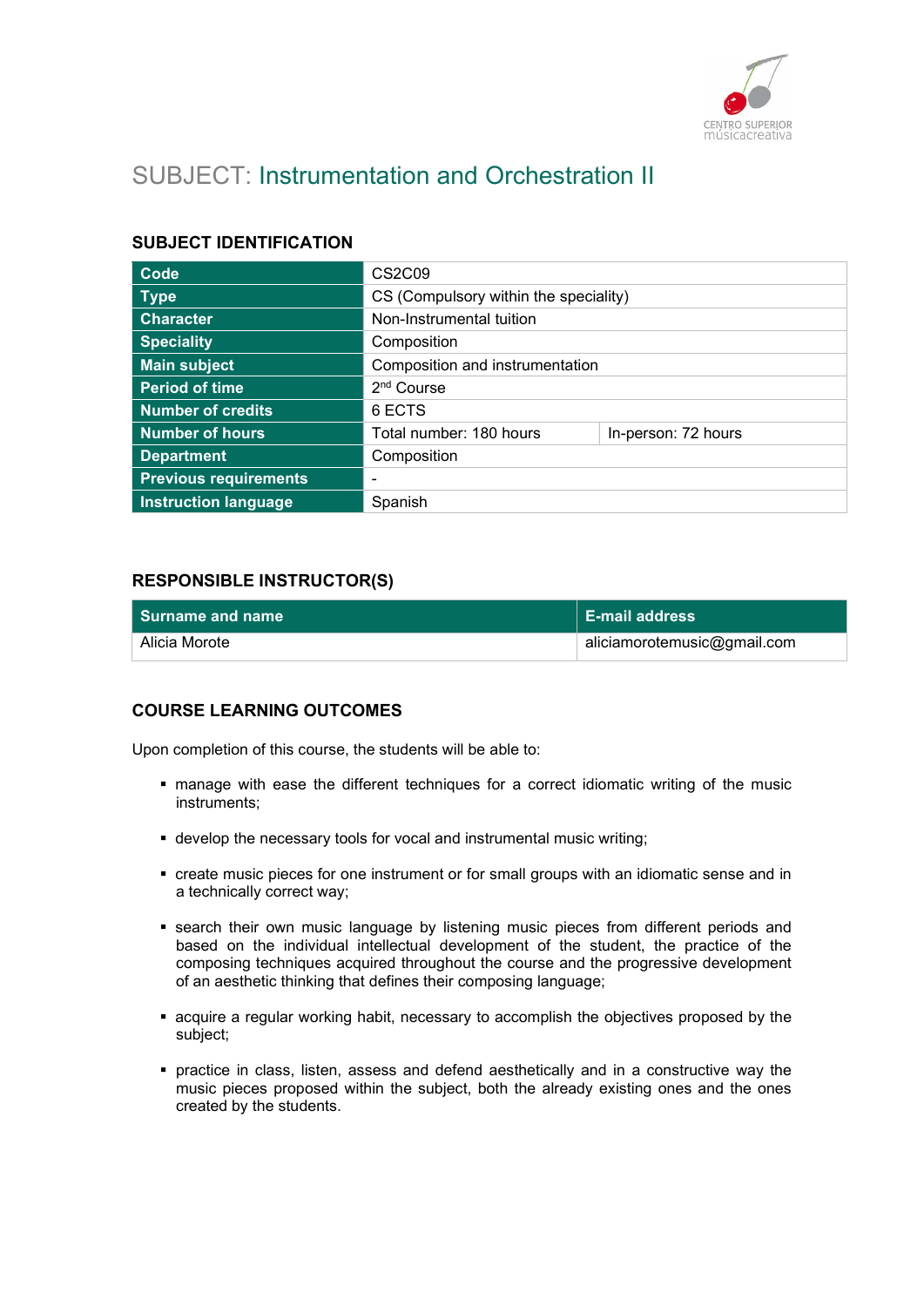# SUBJECT: Instrumentation and Orchestration II

## SUBJECT IDENTIFICATION

| | | |
|---|---|---|
| **Code** | CS2C09 | |
| **Type** | CS (Compulsory within the speciality) | |
| **Character** | Non-Instrumental tuition | |
| **Speciality** | Composition | |
| **Main subject** | Composition and instrumentation | |
| **Period of time** | 2nd Course | |
| **Number of credits** | 6 ECTS | |
| **Number of hours** | Total number: 180 hours | In-person: 72 hours |
| **Department** | Composition | |
| **Previous requirements** | - | |
| **Instruction language** | Spanish | |

## RESPONSIBLE INSTRUCTOR(S)

| Surname and name | E-mail address |
|---|---|
| Alicia Morote | aliciamorotemusic@gmail.com |

## COURSE LEARNING OUTCOMES

Upon completion of this course, the students will be able to:

- manage with ease the different techniques for a correct idiomatic writing of the music instruments;
- develop the necessary tools for vocal and instrumental music writing;
- create music pieces for one instrument or for small groups with an idiomatic sense and in a technically correct way;
- search their own music language by listening music pieces from different periods and based on the individual intellectual development of the student, the practice of the composing techniques acquired throughout the course and the progressive development of an aesthetic thinking that defines their composing language;
- acquire a regular working habit, necessary to accomplish the objectives proposed by the subject;
- practice in class, listen, assess and defend aesthetically and in a constructive way the music pieces proposed within the subject, both the already existing ones and the ones created by the students.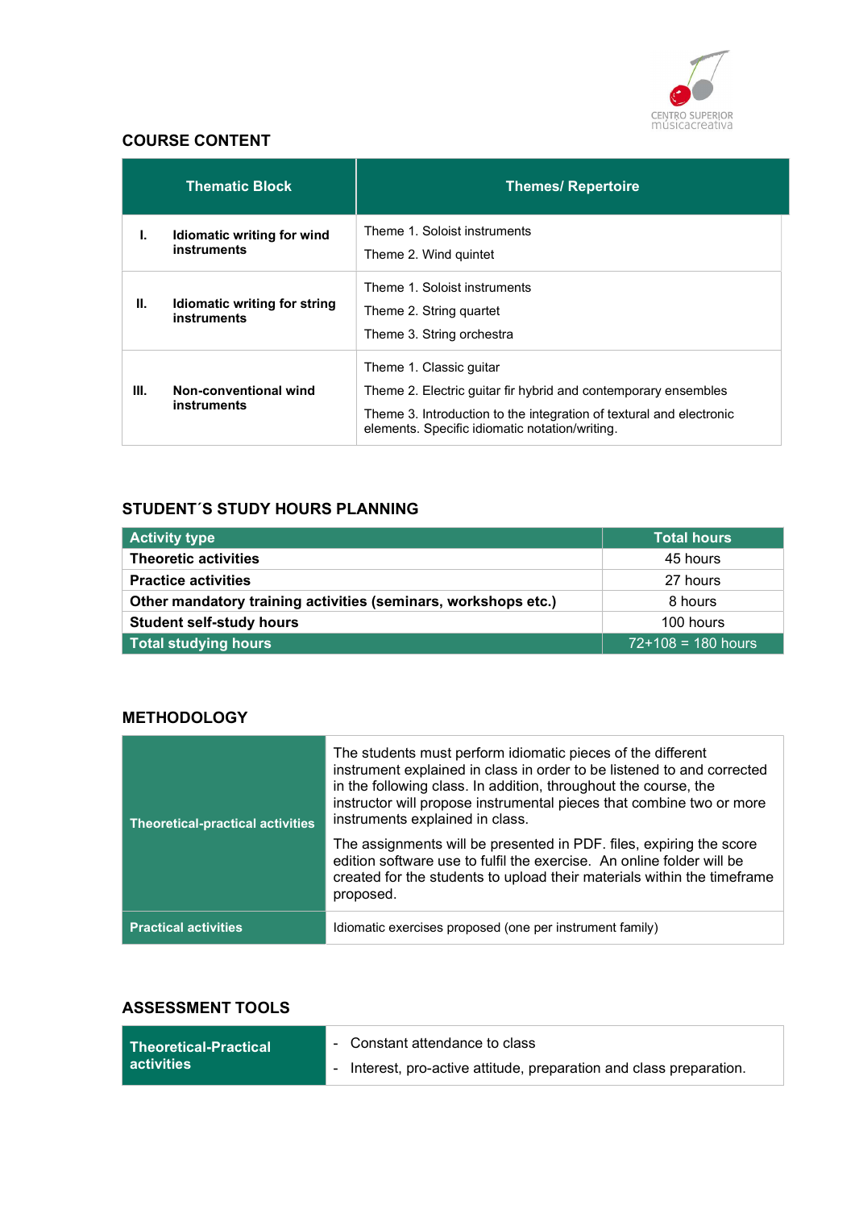## COURSE CONTENT

| Thematic Block | Themes/ Repertoire |
|---|---|
| **I. Idiomatic writing for wind instruments** | Theme 1. Soloist instruments<br>Theme 2. Wind quintet |
| **II. Idiomatic writing for string instruments** | Theme 1. Soloist instruments<br>Theme 2. String quartet<br>Theme 3. String orchestra |
| **III. Non-conventional wind instruments** | Theme 1. Classic guitar<br>Theme 2. Electric guitar fir hybrid and contemporary ensembles<br>Theme 3. Introduction to the integration of textural and electronic elements. Specific idiomatic notation/writing. |

## STUDENT´S STUDY HOURS PLANNING

| Activity type | Total hours |
|---|---|
| **Theoretic activities** | 45 hours |
| **Practice activities** | 27 hours |
| **Other mandatory training activities (seminars, workshops etc.)** | 8 hours |
| **Student self-study hours** | 100 hours |
| **Total studying hours** | 72+108 = 180 hours |

## METHODOLOGY

| | |
|---|---|
| **Theoretical-practical activities** | The students must perform idiomatic pieces of the different instrument explained in class in order to be listened to and corrected in the following class. In addition, throughout the course, the instructor will propose instrumental pieces that combine two or more instruments explained in class.<br><br>The assignments will be presented in PDF. files, expiring the score edition software use to fulfil the exercise. An online folder will be created for the students to upload their materials within the timeframe proposed. |
| **Practical activities** | Idiomatic exercises proposed (one per instrument family) |

## ASSESSMENT TOOLS

| | |
|---|---|
| **Theoretical-Practical activities** | - Constant attendance to class<br>- Interest, pro-active attitude, preparation and class preparation. |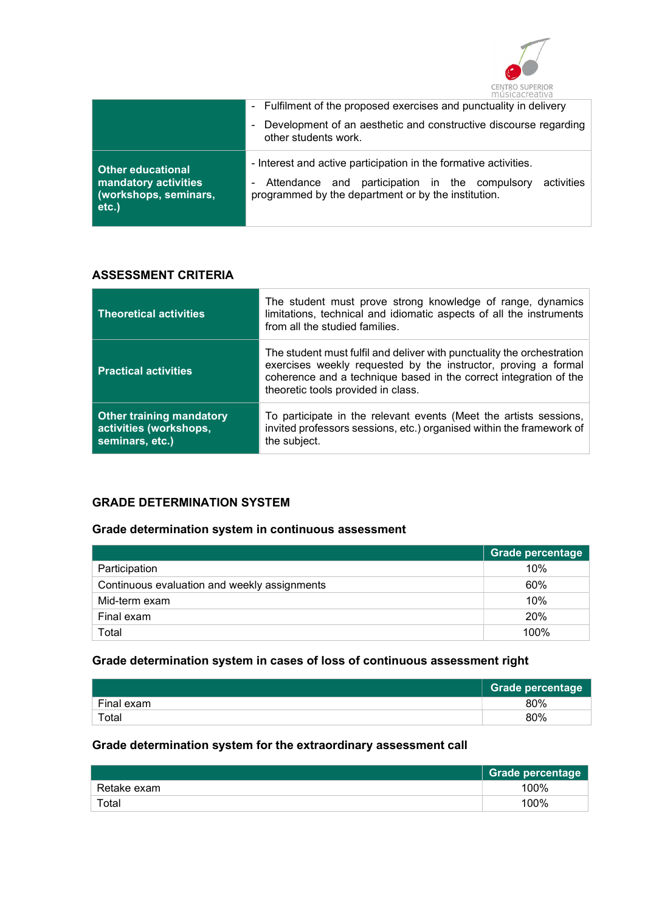| | |
|---|---|
| | - Fulfilment of the proposed exercises and punctuality in delivery<br>- Development of an aesthetic and constructive discourse regarding other students work. |
| **Other educational mandatory activities (workshops, seminars, etc.)** | - Interest and active participation in the formative activities.<br>- Attendance and participation in the compulsory activities programmed by the department or by the institution. |

## ASSESSMENT CRITERIA

| | |
|---|---|
| **Theoretical activities** | The student must prove strong knowledge of range, dynamics limitations, technical and idiomatic aspects of all the instruments from all the studied families. |
| **Practical activities** | The student must fulfil and deliver with punctuality the orchestration exercises weekly requested by the instructor, proving a formal coherence and a technique based in the correct integration of the theoretic tools provided in class. |
| **Other training mandatory activities (workshops, seminars, etc.)** | To participate in the relevant events (Meet the artists sessions, invited professors sessions, etc.) organised within the framework of the subject. |

## GRADE DETERMINATION SYSTEM

### Grade determination system in continuous assessment

| | Grade percentage |
|---|---|
| Participation | 10% |
| Continuous evaluation and weekly assignments | 60% |
| Mid-term exam | 10% |
| Final exam | 20% |
| Total | 100% |

### Grade determination system in cases of loss of continuous assessment right

| | Grade percentage |
|---|---|
| Final exam | 80% |
| Total | 80% |

### Grade determination system for the extraordinary assessment call

| | Grade percentage |
|---|---|
| Retake exam | 100% |
| Total | 100% |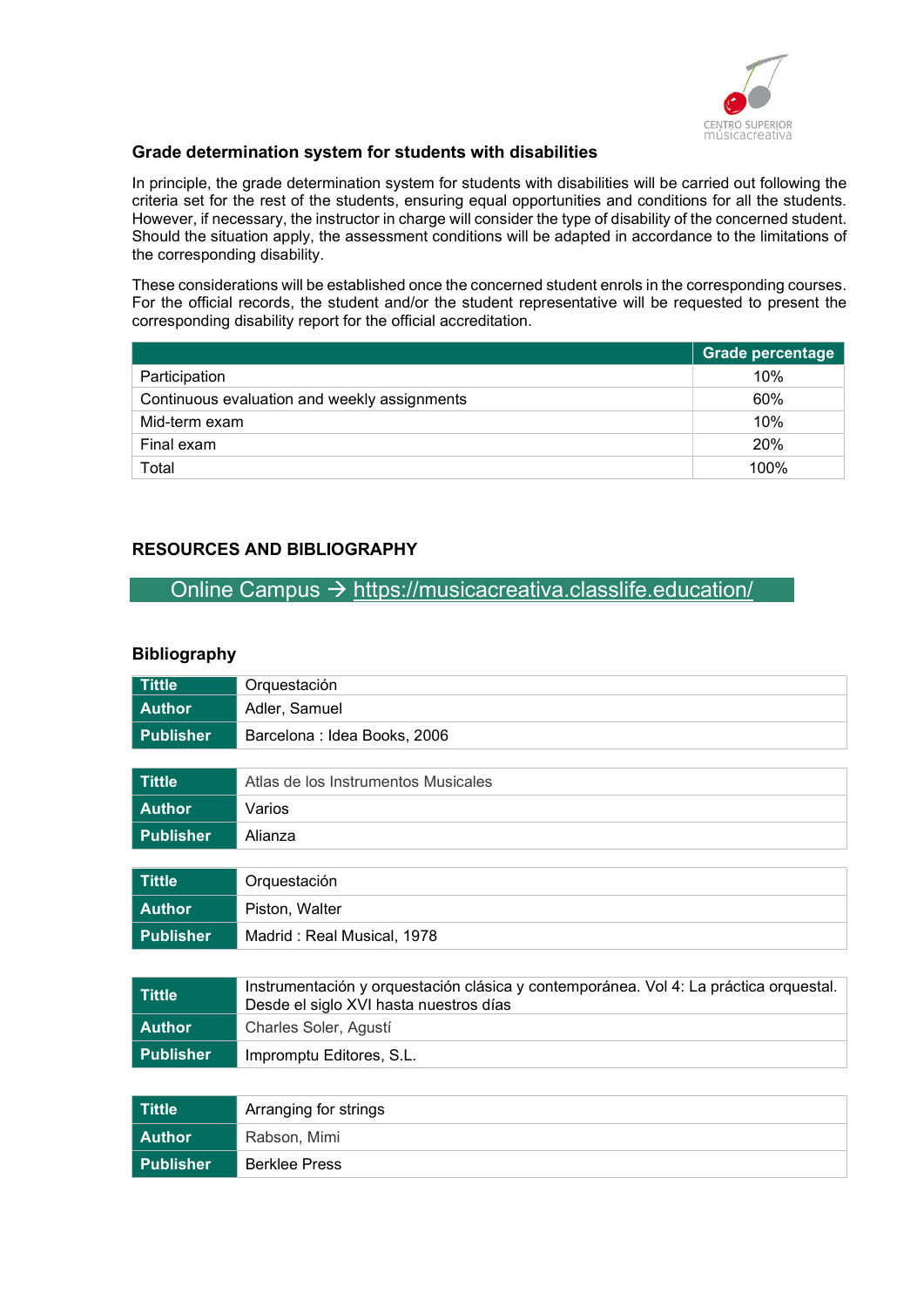### Grade determination system for students with disabilities

In principle, the grade determination system for students with disabilities will be carried out following the criteria set for the rest of the students, ensuring equal opportunities and conditions for all the students. However, if necessary, the instructor in charge will consider the type of disability of the concerned student. Should the situation apply, the assessment conditions will be adapted in accordance to the limitations of the corresponding disability.

These considerations will be established once the concerned student enrols in the corresponding courses. For the official records, the student and/or the student representative will be requested to present the corresponding disability report for the official accreditation.

| | Grade percentage |
|---|---|
| Participation | 10% |
| Continuous evaluation and weekly assignments | 60% |
| Mid-term exam | 10% |
| Final exam | 20% |
| Total | 100% |

## RESOURCES AND BIBLIOGRAPHY

Online Campus → https://musicacreativa.classlife.education/

### Bibliography

| | |
|---|---|
| **Tittle** | Orquestación |
| **Author** | Adler, Samuel |
| **Publisher** | Barcelona : Idea Books, 2006 |

| | |
|---|---|
| **Tittle** | Atlas de los Instrumentos Musicales |
| **Author** | Varios |
| **Publisher** | Alianza |

| | |
|---|---|
| **Tittle** | Orquestación |
| **Author** | Piston, Walter |
| **Publisher** | Madrid : Real Musical, 1978 |

| | |
|---|---|
| **Tittle** | Instrumentación y orquestación clásica y contemporánea. Vol 4: La práctica orquestal. Desde el siglo XVI hasta nuestros días |
| **Author** | Charles Soler, Agustí |
| **Publisher** | Impromptu Editores, S.L. |

| | |
|---|---|
| **Tittle** | Arranging for strings |
| **Author** | Rabson, Mimi |
| **Publisher** | Berklee Press |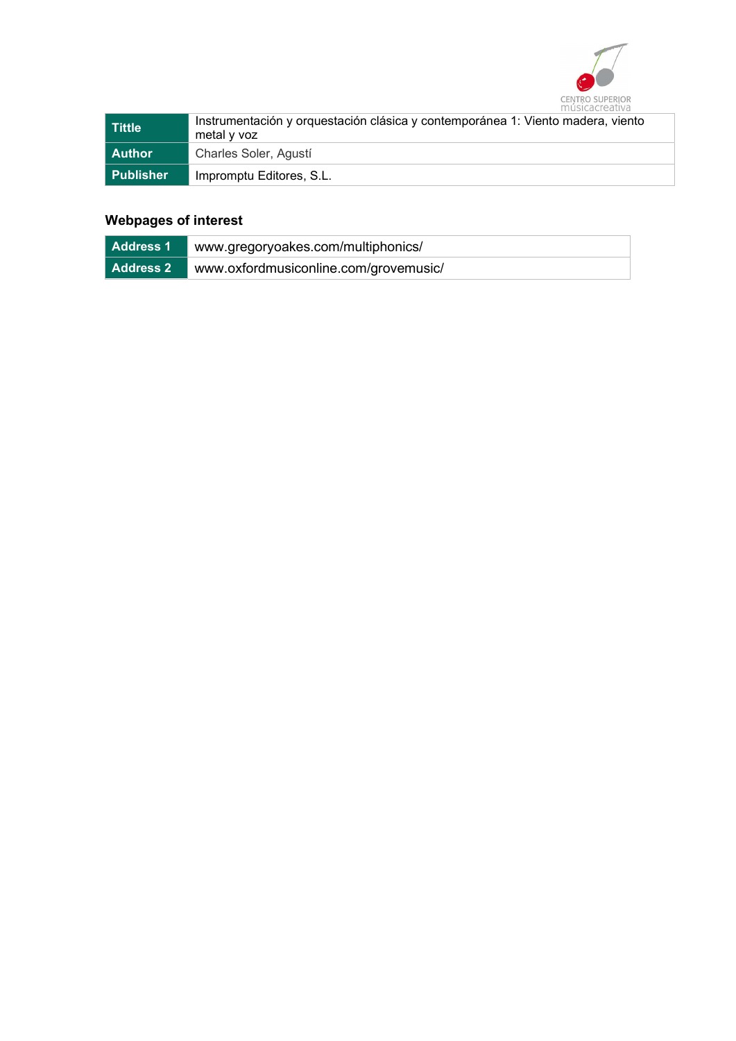| | |
|---|---|
| **Tittle** | Instrumentación y orquestación clásica y contemporánea 1: Viento madera, viento metal y voz |
| **Author** | Charles Soler, Agustí |
| **Publisher** | Impromptu Editores, S.L. |

### Webpages of interest

| | |
|---|---|
| **Address 1** | www.gregoryoakes.com/multiphonics/ |
| **Address 2** | www.oxfordmusiconline.com/grovemusic/ |